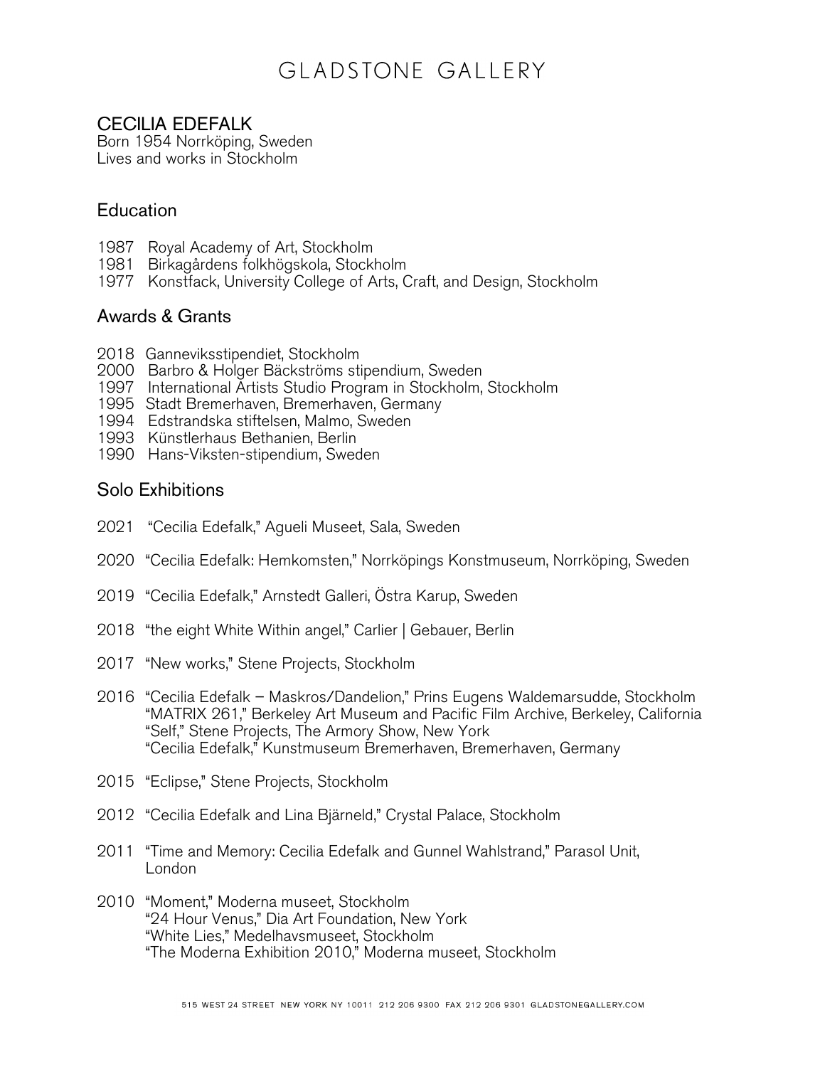# GLADSTONE GALLERY

## CECILIA EDEFALK

Born 1954 Norrköping, Sweden
Lives and works in Stockholm

### Education

1987 Royal Academy of Art, Stockholm
1981 Birkagårdens folkhögskola, Stockholm
1977 Konstfack, University College of Arts, Craft, and Design, Stockholm

### Awards & Grants

2018 Ganneviksstipendiet, Stockholm
2000 Barbro & Holger Bäckströms stipendium, Sweden
1997 International Artists Studio Program in Stockholm, Stockholm
1995 Stadt Bremerhaven, Bremerhaven, Germany
1994 Edstrandska stiftelsen, Malmo, Sweden
1993 Künstlerhaus Bethanien, Berlin
1990 Hans-Viksten-stipendium, Sweden

### Solo Exhibitions

2021 "Cecilia Edefalk," Agueli Museet, Sala, Sweden

2020 "Cecilia Edefalk: Hemkomsten," Norrköpings Konstmuseum, Norrköping, Sweden

2019 "Cecilia Edefalk," Arnstedt Galleri, Östra Karup, Sweden

2018 "the eight White Within angel," Carlier | Gebauer, Berlin

2017 "New works," Stene Projects, Stockholm

2016 "Cecilia Edefalk – Maskros/Dandelion," Prins Eugens Waldemarsudde, Stockholm
"MATRIX 261," Berkeley Art Museum and Pacific Film Archive, Berkeley, California
"Self," Stene Projects, The Armory Show, New York
"Cecilia Edefalk," Kunstmuseum Bremerhaven, Bremerhaven, Germany

2015 "Eclipse," Stene Projects, Stockholm

2012 "Cecilia Edefalk and Lina Bjärneld," Crystal Palace, Stockholm

2011 "Time and Memory: Cecilia Edefalk and Gunnel Wahlstrand," Parasol Unit, London

2010 "Moment," Moderna museet, Stockholm
"24 Hour Venus," Dia Art Foundation, New York
"White Lies," Medelhavsmuseet, Stockholm
"The Moderna Exhibition 2010," Moderna museet, Stockholm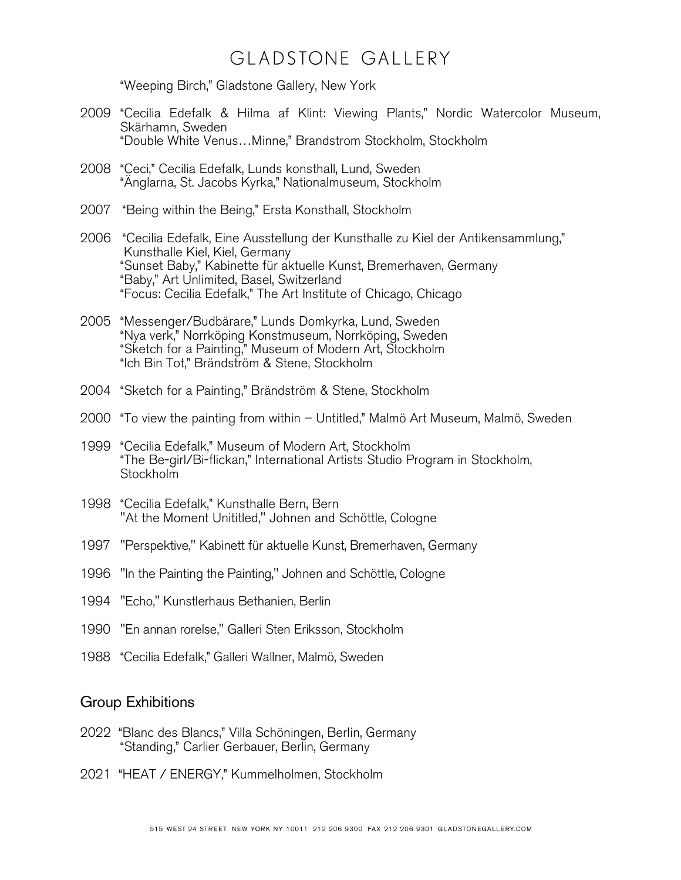"Weeping Birch," Gladstone Gallery, New York

2009 "Cecilia Edefalk & Hilma af Klint: Viewing Plants," Nordic Watercolor Museum, Skärhamn, Sweden
"Double White Venus…Minne," Brandstrom Stockholm, Stockholm

2008 "Ceci," Cecilia Edefalk, Lunds konsthall, Lund, Sweden
"Änglarna, St. Jacobs Kyrka," Nationalmuseum, Stockholm

2007 "Being within the Being," Ersta Konsthall, Stockholm

2006 "Cecilia Edefalk, Eine Ausstellung der Kunsthalle zu Kiel der Antikensammlung," Kunsthalle Kiel, Kiel, Germany
"Sunset Baby," Kabinette für aktuelle Kunst, Bremerhaven, Germany
"Baby," Art Unlimited, Basel, Switzerland
"Focus: Cecilia Edefalk," The Art Institute of Chicago, Chicago

2005 "Messenger/Budbärare," Lunds Domkyrka, Lund, Sweden
"Nya verk," Norrköping Konstmuseum, Norrköping, Sweden
"Sketch for a Painting," Museum of Modern Art, Stockholm
"Ich Bin Tot," Brändström & Stene, Stockholm

2004 "Sketch for a Painting," Brändström & Stene, Stockholm

2000 "To view the painting from within – Untitled," Malmö Art Museum, Malmö, Sweden

1999 "Cecilia Edefalk," Museum of Modern Art, Stockholm
"The Be-girl/Bi-flickan," International Artists Studio Program in Stockholm, Stockholm

1998 "Cecilia Edefalk," Kunsthalle Bern, Bern
"At the Moment Unititled," Johnen and Schöttle, Cologne

1997 "Perspektive," Kabinett für aktuelle Kunst, Bremerhaven, Germany

1996 "In the Painting the Painting," Johnen and Schöttle, Cologne

1994 "Echo," Kunstlerhaus Bethanien, Berlin

1990 "En annan rorelse," Galleri Sten Eriksson, Stockholm

1988 "Cecilia Edefalk," Galleri Wallner, Malmö, Sweden

## Group Exhibitions

2022 "Blanc des Blancs," Villa Schöningen, Berlin, Germany
"Standing," Carlier Gerbauer, Berlin, Germany

2021 "HEAT / ENERGY," Kummelholmen, Stockholm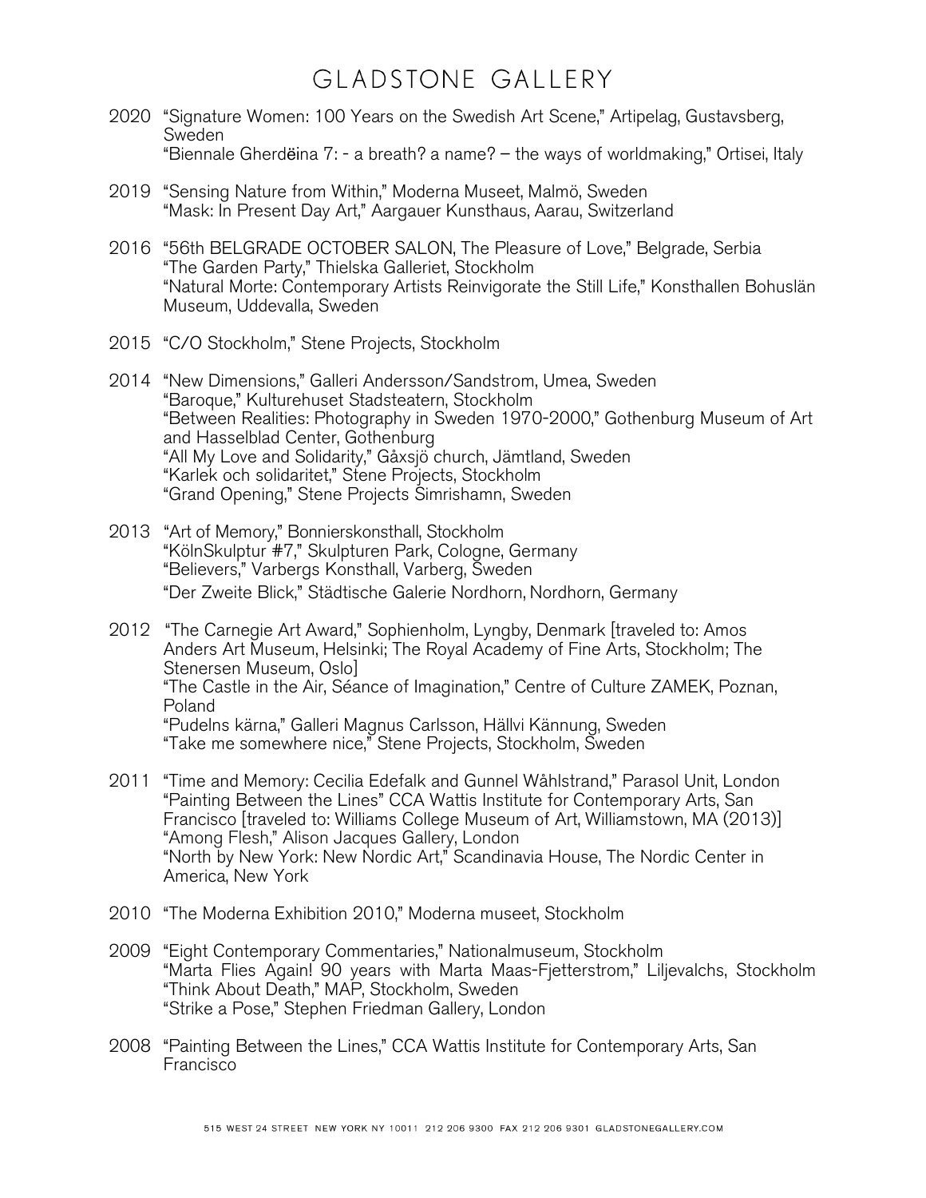2020 "Signature Women: 100 Years on the Swedish Art Scene," Artipelag, Gustavsberg, Sweden
"Biennale Gherdëina 7: - a breath? a name? – the ways of worldmaking," Ortisei, Italy

2019 "Sensing Nature from Within," Moderna Museet, Malmö, Sweden
"Mask: In Present Day Art," Aargauer Kunsthaus, Aarau, Switzerland

2016 "56th BELGRADE OCTOBER SALON, The Pleasure of Love," Belgrade, Serbia
"The Garden Party," Thielska Galleriet, Stockholm
"Natural Morte: Contemporary Artists Reinvigorate the Still Life," Konsthallen Bohuslän Museum, Uddevalla, Sweden

2015 "C/O Stockholm," Stene Projects, Stockholm

2014 "New Dimensions," Galleri Andersson/Sandstrom, Umea, Sweden
"Baroque," Kulturehuset Stadsteatern, Stockholm
"Between Realities: Photography in Sweden 1970-2000," Gothenburg Museum of Art and Hasselblad Center, Gothenburg
"All My Love and Solidarity," Gåxsjö church, Jämtland, Sweden
"Karlek och solidaritet," Stene Projects, Stockholm
"Grand Opening," Stene Projects Simrishamn, Sweden

2013 "Art of Memory," Bonnierskonsthall, Stockholm
"KölnSkulptur #7," Skulpturen Park, Cologne, Germany
"Believers," Varbergs Konsthall, Varberg, Sweden
"Der Zweite Blick," Städtische Galerie Nordhorn, Nordhorn, Germany

2012 "The Carnegie Art Award," Sophienholm, Lyngby, Denmark [traveled to: Amos Anders Art Museum, Helsinki; The Royal Academy of Fine Arts, Stockholm; The Stenersen Museum, Oslo]
"The Castle in the Air, Séance of Imagination," Centre of Culture ZAMEK, Poznan, Poland
"Pudelns kärna," Galleri Magnus Carlsson, Hällvi Kännung, Sweden
"Take me somewhere nice," Stene Projects, Stockholm, Sweden

2011 "Time and Memory: Cecilia Edefalk and Gunnel Wåhlstrand," Parasol Unit, London
"Painting Between the Lines" CCA Wattis Institute for Contemporary Arts, San Francisco [traveled to: Williams College Museum of Art, Williamstown, MA (2013)]
"Among Flesh," Alison Jacques Gallery, London
"North by New York: New Nordic Art," Scandinavia House, The Nordic Center in America, New York

2010 "The Moderna Exhibition 2010," Moderna museet, Stockholm

2009 "Eight Contemporary Commentaries," Nationalmuseum, Stockholm
"Marta Flies Again! 90 years with Marta Maas-Fjetterstrom," Liljevalchs, Stockholm
"Think About Death," MAP, Stockholm, Sweden
"Strike a Pose," Stephen Friedman Gallery, London

2008 "Painting Between the Lines," CCA Wattis Institute for Contemporary Arts, San Francisco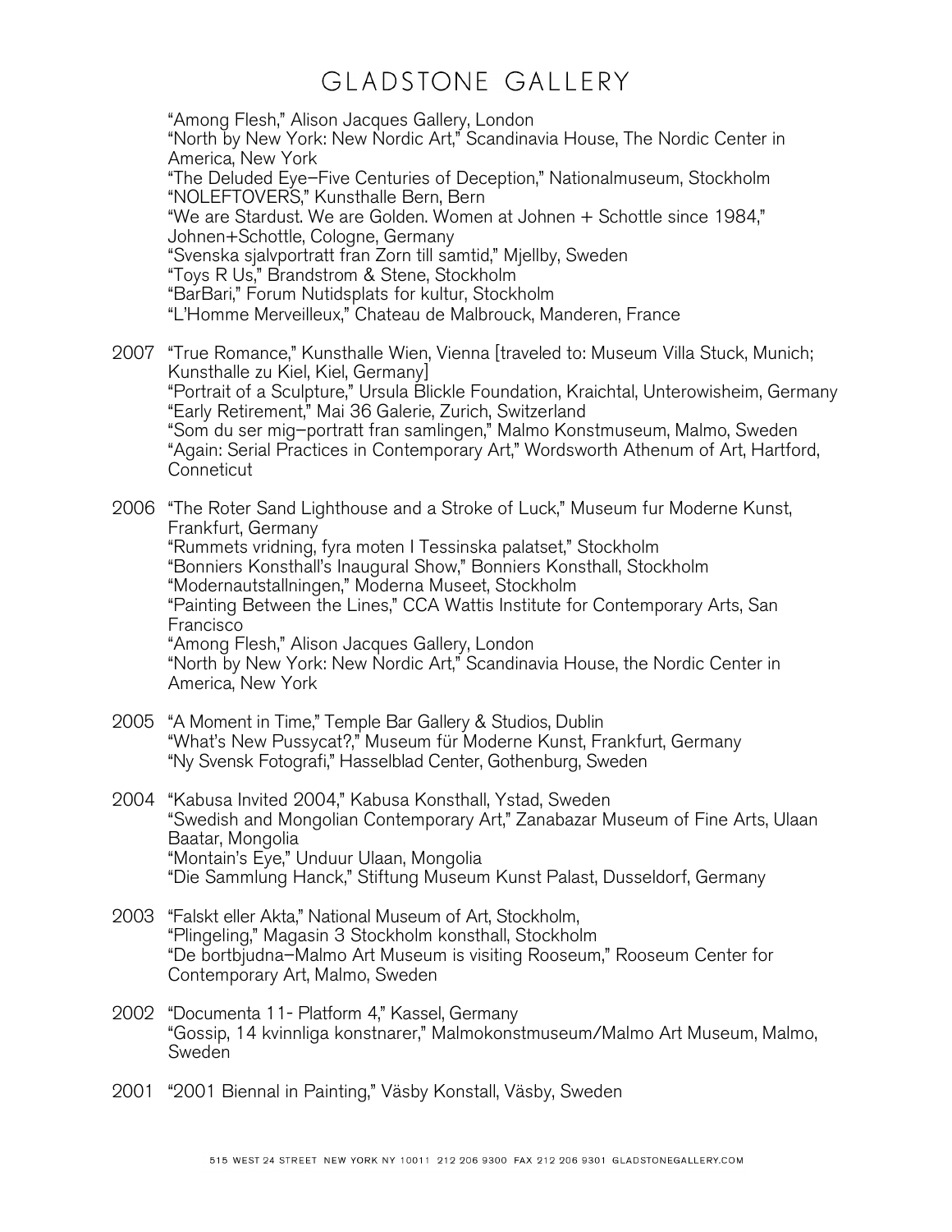"Among Flesh," Alison Jacques Gallery, London
"North by New York: New Nordic Art," Scandinavia House, The Nordic Center in America, New York
"The Deluded Eye–Five Centuries of Deception," Nationalmuseum, Stockholm
"NOLEFTOVERS," Kunsthalle Bern, Bern
"We are Stardust. We are Golden. Women at Johnen + Schottle since 1984," Johnen+Schottle, Cologne, Germany
"Svenska sjalvportratt fran Zorn till samtid," Mjellby, Sweden
"Toys R Us," Brandstrom & Stene, Stockholm
"BarBari," Forum Nutidsplats for kultur, Stockholm
"L'Homme Merveilleux," Chateau de Malbrouck, Manderen, France

2007 "True Romance," Kunsthalle Wien, Vienna [traveled to: Museum Villa Stuck, Munich; Kunsthalle zu Kiel, Kiel, Germany]
"Portrait of a Sculpture," Ursula Blickle Foundation, Kraichtal, Unterowisheim, Germany
"Early Retirement," Mai 36 Galerie, Zurich, Switzerland
"Som du ser mig–portratt fran samlingen," Malmo Konstmuseum, Malmo, Sweden
"Again: Serial Practices in Contemporary Art," Wordsworth Athenum of Art, Hartford, Conneticut

2006 "The Roter Sand Lighthouse and a Stroke of Luck," Museum fur Moderne Kunst, Frankfurt, Germany
"Rummets vridning, fyra moten I Tessinska palatset," Stockholm
"Bonniers Konsthall's Inaugural Show," Bonniers Konsthall, Stockholm
"Modernautstallningen," Moderna Museet, Stockholm
"Painting Between the Lines," CCA Wattis Institute for Contemporary Arts, San Francisco
"Among Flesh," Alison Jacques Gallery, London
"North by New York: New Nordic Art," Scandinavia House, the Nordic Center in America, New York

2005 "A Moment in Time," Temple Bar Gallery & Studios, Dublin
"What's New Pussycat?," Museum für Moderne Kunst, Frankfurt, Germany
"Ny Svensk Fotografi," Hasselblad Center, Gothenburg, Sweden

2004 "Kabusa Invited 2004," Kabusa Konsthall, Ystad, Sweden
"Swedish and Mongolian Contemporary Art," Zanabazar Museum of Fine Arts, Ulaan Baatar, Mongolia
"Montain's Eye," Unduur Ulaan, Mongolia
"Die Sammlung Hanck," Stiftung Museum Kunst Palast, Dusseldorf, Germany

2003 "Falskt eller Akta," National Museum of Art, Stockholm,
"Plingeling," Magasin 3 Stockholm konsthall, Stockholm
"De bortbjudna–Malmo Art Museum is visiting Rooseum," Rooseum Center for Contemporary Art, Malmo, Sweden

2002 "Documenta 11- Platform 4," Kassel, Germany
"Gossip, 14 kvinnliga konstnarer," Malmokonstmuseum/Malmo Art Museum, Malmo, Sweden

2001 "2001 Biennal in Painting," Väsby Konstall, Väsby, Sweden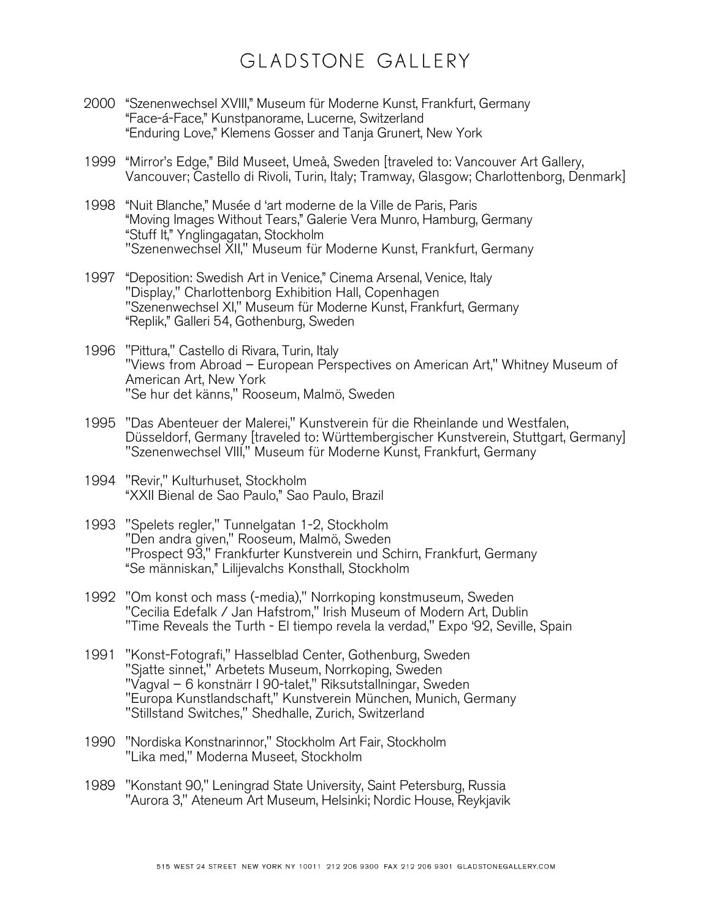2000 "Szenenwechsel XVIII," Museum für Moderne Kunst, Frankfurt, Germany
"Face-á-Face," Kunstpanorame, Lucerne, Switzerland
"Enduring Love," Klemens Gosser and Tanja Grunert, New York

1999 "Mirror's Edge," Bild Museet, Umeå, Sweden [traveled to: Vancouver Art Gallery, Vancouver; Castello di Rivoli, Turin, Italy; Tramway, Glasgow; Charlottenborg, Denmark]

1998 "Nuit Blanche," Musée d 'art moderne de la Ville de Paris, Paris
"Moving Images Without Tears," Galerie Vera Munro, Hamburg, Germany
"Stuff It," Ynglingagatan, Stockholm
"Szenenwechsel XII," Museum für Moderne Kunst, Frankfurt, Germany

1997 "Deposition: Swedish Art in Venice," Cinema Arsenal, Venice, Italy
"Display," Charlottenborg Exhibition Hall, Copenhagen
"Szenenwechsel XI," Museum für Moderne Kunst, Frankfurt, Germany
"Replik," Galleri 54, Gothenburg, Sweden

1996 "Pittura," Castello di Rivara, Turin, Italy
"Views from Abroad – European Perspectives on American Art," Whitney Museum of American Art, New York
"Se hur det känns," Rooseum, Malmö, Sweden

1995 "Das Abenteuer der Malerei," Kunstverein für die Rheinlande und Westfalen, Düsseldorf, Germany [traveled to: Württembergischer Kunstverein, Stuttgart, Germany]
"Szenenwechsel VIII," Museum für Moderne Kunst, Frankfurt, Germany

1994 "Revir," Kulturhuset, Stockholm
"XXII Bienal de Sao Paulo," Sao Paulo, Brazil

1993 "Spelets regler," Tunnelgatan 1-2, Stockholm
"Den andra given," Rooseum, Malmö, Sweden
"Prospect 93," Frankfurter Kunstverein und Schirn, Frankfurt, Germany
"Se människan," Lilijevalchs Konsthall, Stockholm

1992 "Om konst och mass (-media)," Norrkoping konstmuseum, Sweden
"Cecilia Edefalk / Jan Hafstrom," Irish Museum of Modern Art, Dublin
"Time Reveals the Turth - El tiempo revela la verdad," Expo '92, Seville, Spain

1991 "Konst-Fotografi," Hasselblad Center, Gothenburg, Sweden
"Sjatte sinnet," Arbetets Museum, Norrkoping, Sweden
"Vagval – 6 konstnärr I 90-talet," Riksutstallningar, Sweden
"Europa Kunstlandschaft," Kunstverein München, Munich, Germany
"Stillstand Switches," Shedhalle, Zurich, Switzerland

1990 "Nordiska Konstnarinnor," Stockholm Art Fair, Stockholm
"Lika med," Moderna Museet, Stockholm

1989 "Konstant 90," Leningrad State University, Saint Petersburg, Russia
"Aurora 3," Ateneum Art Museum, Helsinki; Nordic House, Reykjavik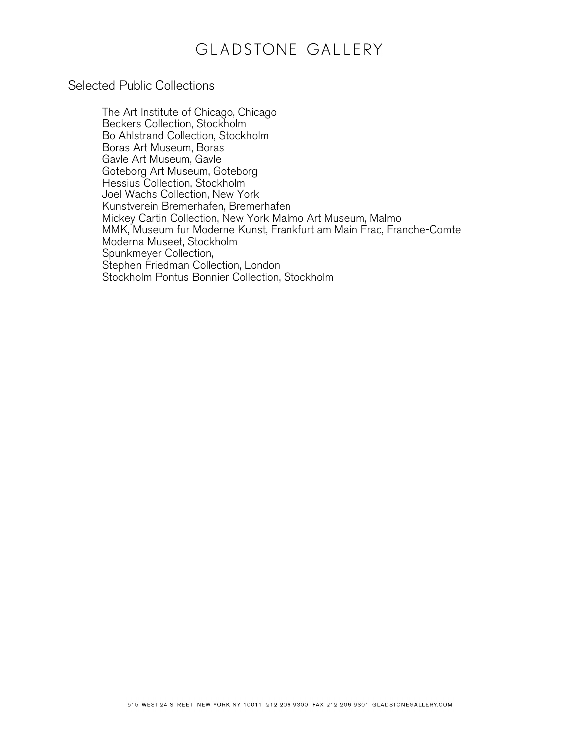GLADSTONE GALLERY

## Selected Public Collections

The Art Institute of Chicago, Chicago
Beckers Collection, Stockholm
Bo Ahlstrand Collection, Stockholm
Boras Art Museum, Boras
Gavle Art Museum, Gavle
Goteborg Art Museum, Goteborg
Hessius Collection, Stockholm
Joel Wachs Collection, New York
Kunstverein Bremerhafen, Bremerhafen
Mickey Cartin Collection, New York Malmo Art Museum, Malmo
MMK, Museum fur Moderne Kunst, Frankfurt am Main Frac, Franche-Comte
Moderna Museet, Stockholm
Spunkmeyer Collection,
Stephen Friedman Collection, London
Stockholm Pontus Bonnier Collection, Stockholm

515 WEST 24 STREET NEW YORK NY 10011 212 206 9300 FAX 212 206 9301 GLADSTONEGALLERY.COM